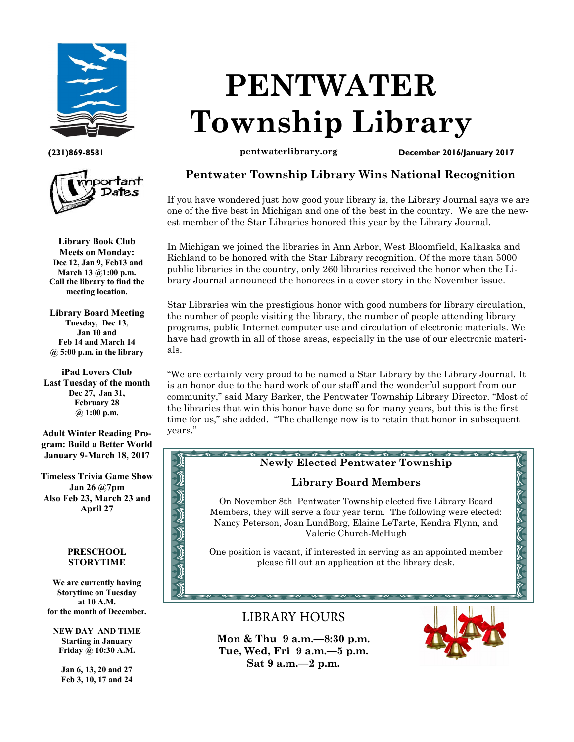# PENTWATER Township Library

(231)869-8581

pentwaterlibrary.org

December 2016/January 2017

## Pentwater Township Library Wins National Recognition

If you have wondered just how good your library is, the Library Journal says we are one of the five best in Michigan and one of the best in the country. We are the newest member of the Star Libraries honored this year by the Library Journal.

In Michigan we joined the libraries in Ann Arbor, West Bloomfield, Kalkaska and Richland to be honored with the Star Library recognition. Of the more than 5000 public libraries in the country, only 260 libraries received the honor when the Library Journal announced the honorees in a cover story in the November issue.

Star Libraries win the prestigious honor with good numbers for library circulation, the number of people visiting the library, the number of people attending library programs, public Internet computer use and circulation of electronic materials. We have had growth in all of those areas, especially in the use of our electronic materials.

"We are certainly very proud to be named a Star Library by the Library Journal. It is an honor due to the hard work of our staff and the wonderful support from our community," said Mary Barker, the Pentwater Township Library Director. "Most of the libraries that win this honor have done so for many years, but this is the first time for us," she added. "The challenge now is to retain that honor in subsequent years."

### Newly Elected Pentwater Township Library Board Members

On November 8th Pentwater Township elected five Library Board Members, they will serve a four year term. The following were elected: Nancy Peterson, Joan LundBorg, Elaine LeTarte, Kendra Flynn, and Valerie Church-McHugh

One position is vacant, if interested in serving as an appointed member please fill out an application at the library desk.

## LIBRARY HOURS

**Mon & Thu 9 a.m.—8:30 p.m.**
**Tue, Wed, Fri 9 a.m.—5 p.m.**
**Sat 9 a.m.—2 p.m.**

## Important Dates

**Library Book Club Meets on Monday:**
**Dec 12, Jan 9, Feb13 and March 13 @1:00 p.m. Call the library to find the meeting location.**

**Library Board Meeting**
**Tuesday, Dec 13, Jan 10 and Feb 14 and March 14 @ 5:00 p.m. in the library**

**iPad Lovers Club**
**Last Tuesday of the month**
**Dec 27, Jan 31, February 28 @ 1:00 p.m.**

**Adult Winter Reading Program: Build a Better World**
**January 9-March 18, 2017**

**Timeless Trivia Game Show**
**Jan 26 @7pm**
**Also Feb 23, March 23 and April 27**

**PRESCHOOL STORYTIME**

**We are currently having Storytime on Tuesday at 10 A.M. for the month of December.**

**NEW DAY AND TIME**
**Starting in January Friday @ 10:30 A.M.**

**Jan 6, 13, 20 and 27**
**Feb 3, 10, 17 and 24**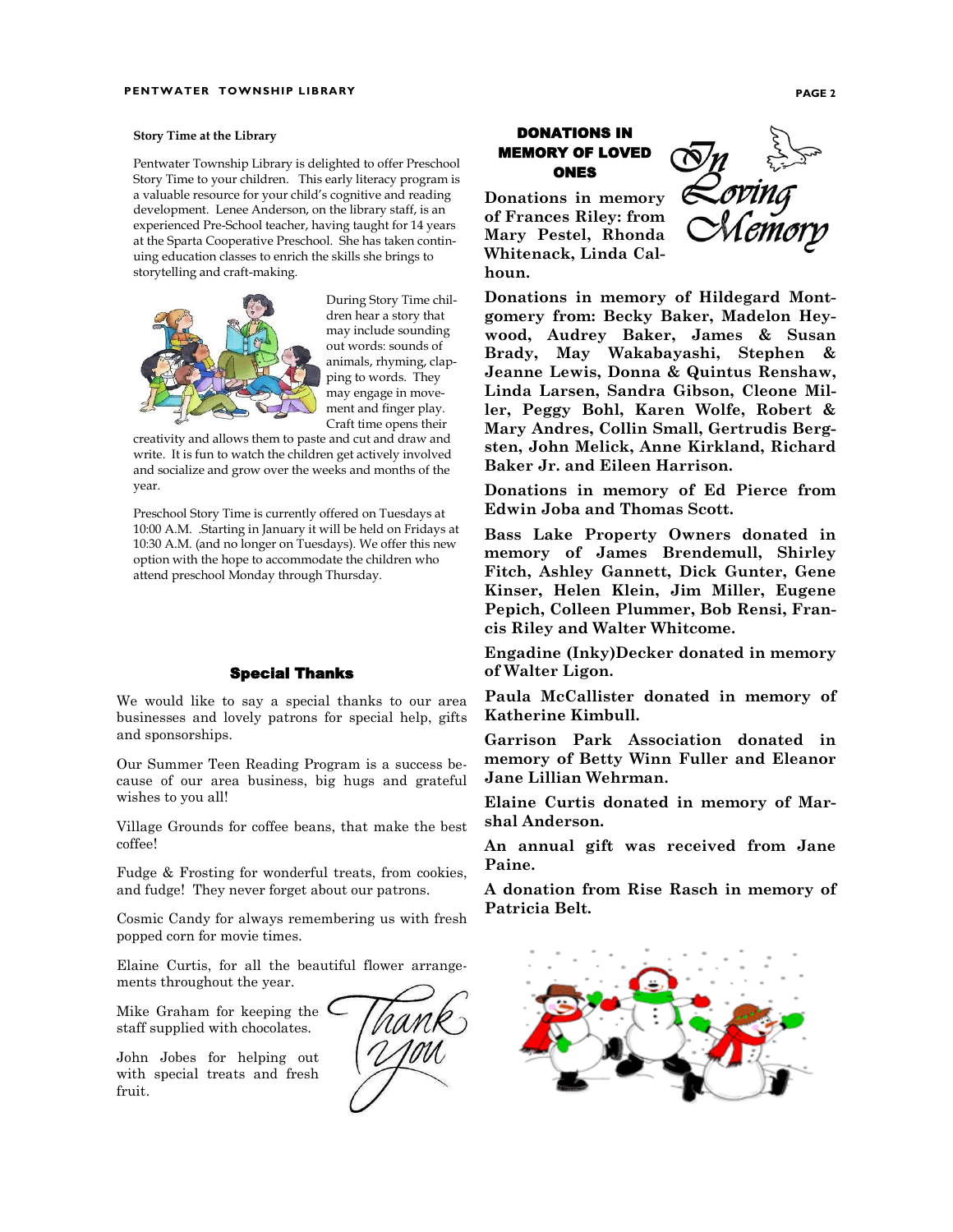## Story Time at the Library

Pentwater Township Library is delighted to offer Preschool Story Time to your children. This early literacy program is a valuable resource for your child's cognitive and reading development. Lenee Anderson, on the library staff, is an experienced Pre-School teacher, having taught for 14 years at the Sparta Cooperative Preschool. She has taken continuing education classes to enrich the skills she brings to storytelling and craft-making.

During Story Time children hear a story that may include sounding out words: sounds of animals, rhyming, clapping to words. They may engage in movement and finger play. Craft time opens their creativity and allows them to paste and cut and draw and write. It is fun to watch the children get actively involved and socialize and grow over the weeks and months of the year.

Preschool Story Time is currently offered on Tuesdays at 10:00 A.M. .Starting in January it will be held on Fridays at 10:30 A.M. (and no longer on Tuesdays). We offer this new option with the hope to accommodate the children who attend preschool Monday through Thursday.

## Special Thanks

We would like to say a special thanks to our area businesses and lovely patrons for special help, gifts and sponsorships.

Our Summer Teen Reading Program is a success because of our area business, big hugs and grateful wishes to you all!

Village Grounds for coffee beans, that make the best coffee!

Fudge & Frosting for wonderful treats, from cookies, and fudge! They never forget about our patrons.

Cosmic Candy for always remembering us with fresh popped corn for movie times.

Elaine Curtis, for all the beautiful flower arrangements throughout the year.

Mike Graham for keeping the staff supplied with chocolates.

John Jobes for helping out with special treats and fresh fruit.

## DONATIONS IN MEMORY OF LOVED ONES

*In Loving Memory*

**Donations in memory of Frances Riley: from Mary Pestel, Rhonda Whitenack, Linda Calhoun.**

**Donations in memory of Hildegard Montgomery from: Becky Baker, Madelon Heywood, Audrey Baker, James & Susan Brady, May Wakabayashi, Stephen & Jeanne Lewis, Donna & Quintus Renshaw, Linda Larsen, Sandra Gibson, Cleone Miller, Peggy Bohl, Karen Wolfe, Robert & Mary Andres, Collin Small, Gertrudis Bergsten, John Melick, Anne Kirkland, Richard Baker Jr. and Eileen Harrison.**

**Donations in memory of Ed Pierce from Edwin Joba and Thomas Scott.**

**Bass Lake Property Owners donated in memory of James Brendemull, Shirley Fitch, Ashley Gannett, Dick Gunter, Gene Kinser, Helen Klein, Jim Miller, Eugene Pepich, Colleen Plummer, Bob Rensi, Francis Riley and Walter Whitcome.**

**Engadine (Inky)Decker donated in memory of Walter Ligon.**

**Paula McCallister donated in memory of Katherine Kimbull.**

**Garrison Park Association donated in memory of Betty Winn Fuller and Eleanor Jane Lillian Wehrman.**

**Elaine Curtis donated in memory of Marshal Anderson.**

**An annual gift was received from Jane Paine.**

**A donation from Rise Rasch in memory of Patricia Belt.**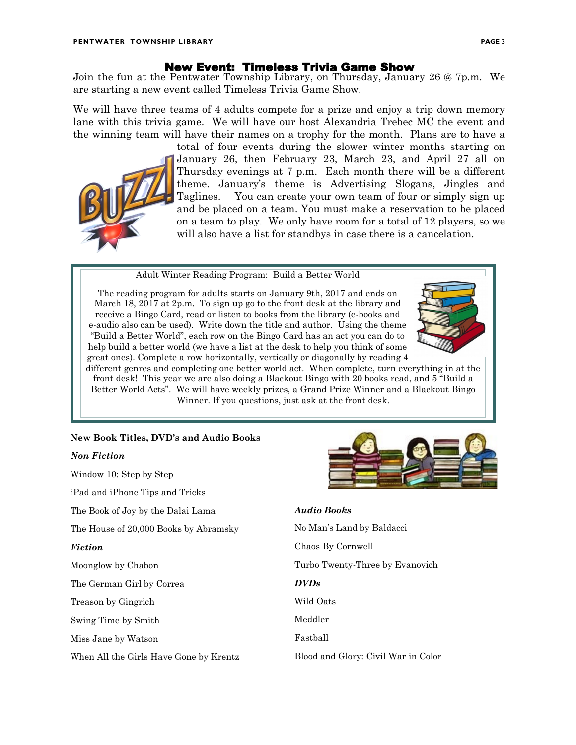## New Event: Timeless Trivia Game Show

Join the fun at the Pentwater Township Library, on Thursday, January 26 @ 7p.m. We are starting a new event called Timeless Trivia Game Show.

We will have three teams of 4 adults compete for a prize and enjoy a trip down memory lane with this trivia game. We will have our host Alexandria Trebec MC the event and the winning team will have their names on a trophy for the month. Plans are to have a total of four events during the slower winter months starting on January 26, then February 23, March 23, and April 27 all on Thursday evenings at 7 p.m. Each month there will be a different theme. January's theme is Advertising Slogans, Jingles and Taglines. You can create your own team of four or simply sign up and be placed on a team. You must make a reservation to be placed on a team to play. We only have room for a total of 12 players, so we will also have a list for standbys in case there is a cancelation.

### Adult Winter Reading Program: Build a Better World

The reading program for adults starts on January 9th, 2017 and ends on March 18, 2017 at 2p.m. To sign up go to the front desk at the library and receive a Bingo Card, read or listen to books from the library (e-books and e-audio also can be used). Write down the title and author. Using the theme "Build a Better World", each row on the Bingo Card has an act you can do to help build a better world (we have a list at the desk to help you think of some great ones). Complete a row horizontally, vertically or diagonally by reading 4 different genres and completing one better world act. When complete, turn everything in at the front desk! This year we are also doing a Blackout Bingo with 20 books read, and 5 "Build a Better World Acts". We will have weekly prizes, a Grand Prize Winner and a Blackout Bingo Winner. If you questions, just ask at the front desk.

**New Book Titles, DVD's and Audio Books**

***Non Fiction***

Window 10: Step by Step

iPad and iPhone Tips and Tricks

The Book of Joy by the Dalai Lama

The House of 20,000 Books by Abramsky

***Fiction***

Moonglow by Chabon

The German Girl by Correa

Treason by Gingrich

Swing Time by Smith

Miss Jane by Watson

When All the Girls Have Gone by Krentz

***Audio Books***

No Man's Land by Baldacci

Chaos By Cornwell

Turbo Twenty-Three by Evanovich

***DVDs***

Wild Oats

Meddler

Fastball

Blood and Glory: Civil War in Color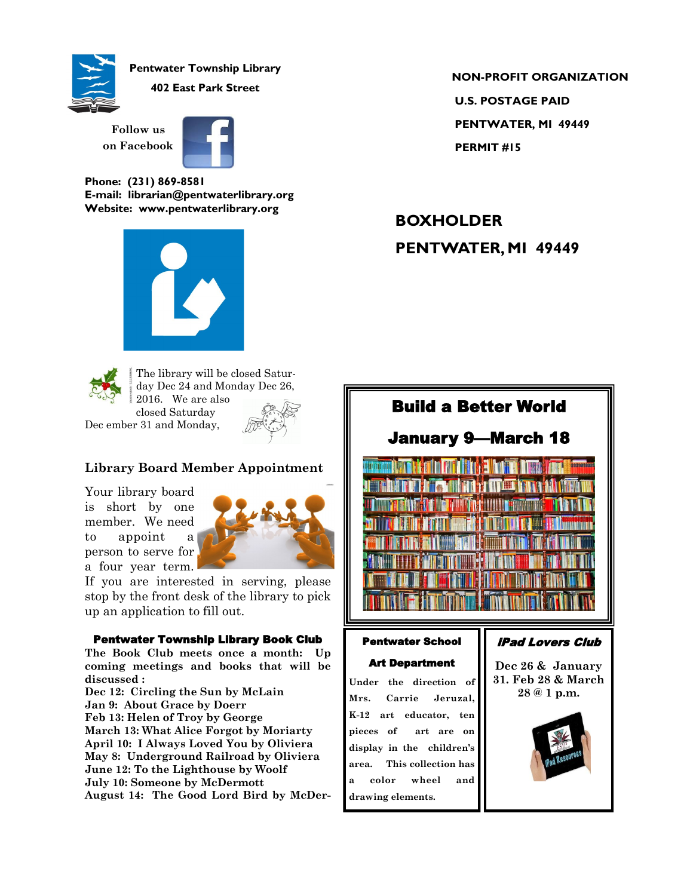**Pentwater Township Library**

**402 East Park Street**

Follow us on Facebook

**Phone: (231) 869-8581**
**E-mail: librarian@pentwaterlibrary.org**
**Website: www.pentwaterlibrary.org**

**NON-PROFIT ORGANIZATION**

**U.S. POSTAGE PAID**

**PENTWATER, MI 49449**

**PERMIT #15**

**BOXHOLDER**

**PENTWATER, MI 49449**

The library will be closed Saturday Dec 24 and Monday Dec 26, 2016. We are also closed Saturday Dec ember 31 and Monday,

## Library Board Member Appointment

Your library board is short by one member. We need to appoint a person to serve for a four year term. If you are interested in serving, please stop by the front desk of the library to pick up an application to fill out.

### Pentwater Township Library Book Club

**The Book Club meets once a month: Up coming meetings and books that will be discussed :**
**Dec 12: Circling the Sun by McLain**
**Jan 9: About Grace by Doerr**
**Feb 13: Helen of Troy by George**
**March 13: What Alice Forgot by Moriarty**
**April 10: I Always Loved You by Oliviera**
**May 8: Underground Railroad by Oliviera**
**June 12: To the Lighthouse by Woolf**
**July 10: Someone by McDermott**
**August 14: The Good Lord Bird by McDer-**

## Build a Better World

## January 9—March 18

### Pentwater School Art Department

Under the direction of Mrs. Carrie Jeruzal, K-12 art educator, ten pieces of art are on display in the children's area. This collection has a color wheel and drawing elements.

### *iPad Lovers Club*

Dec 26 & January 31. Feb 28 & March 28 @ 1 p.m.